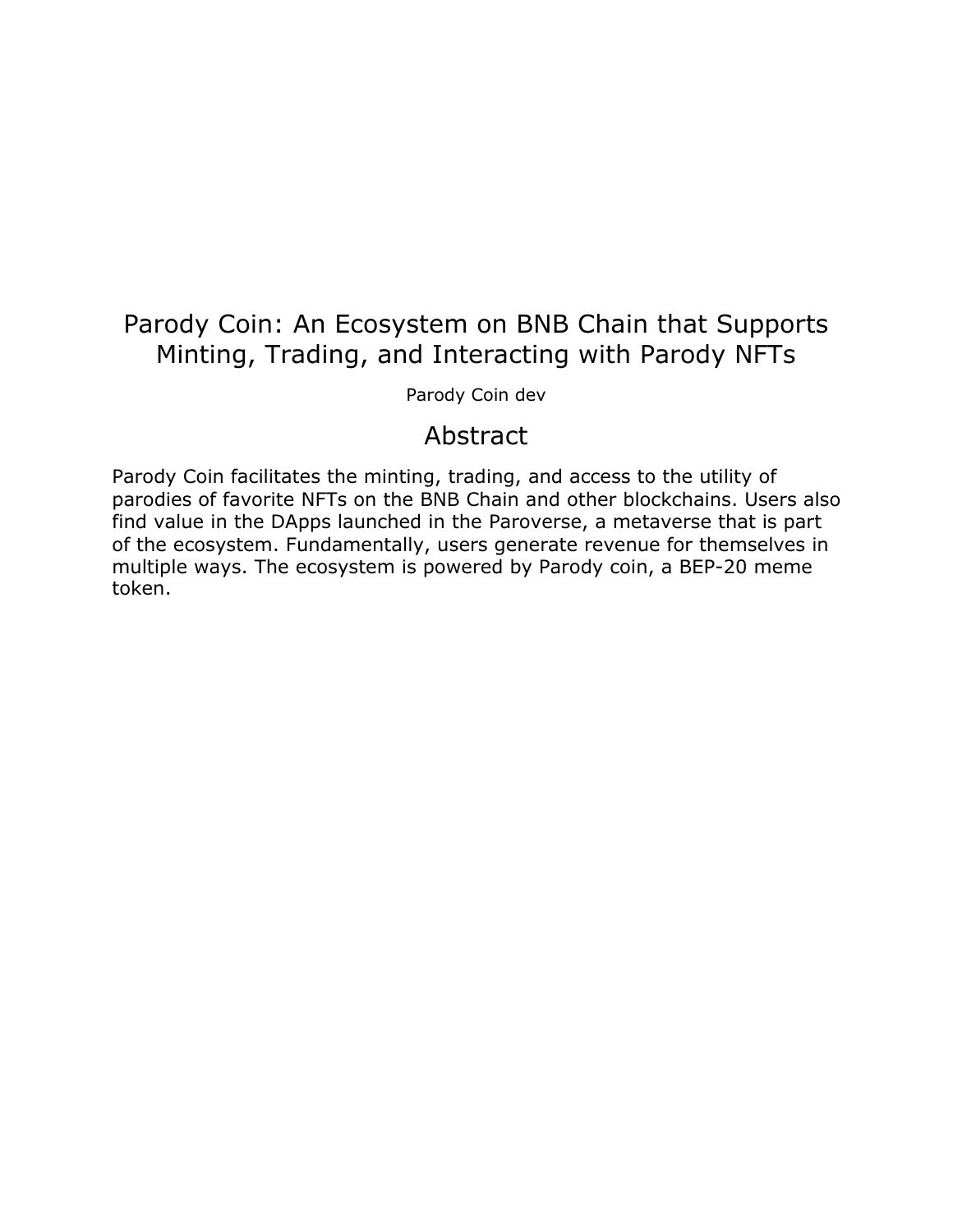# Parody Coin: An Ecosystem on BNB Chain that Supports Minting, Trading, and Interacting with Parody NFTs

Parody Coin dev

## Abstract

Parody Coin facilitates the minting, trading, and access to the utility of parodies of favorite NFTs on the BNB Chain and other blockchains. Users also find value in the DApps launched in the Paroverse, a metaverse that is part of the ecosystem. Fundamentally, users generate revenue for themselves in multiple ways. The ecosystem is powered by Parody coin, a BEP-20 meme token.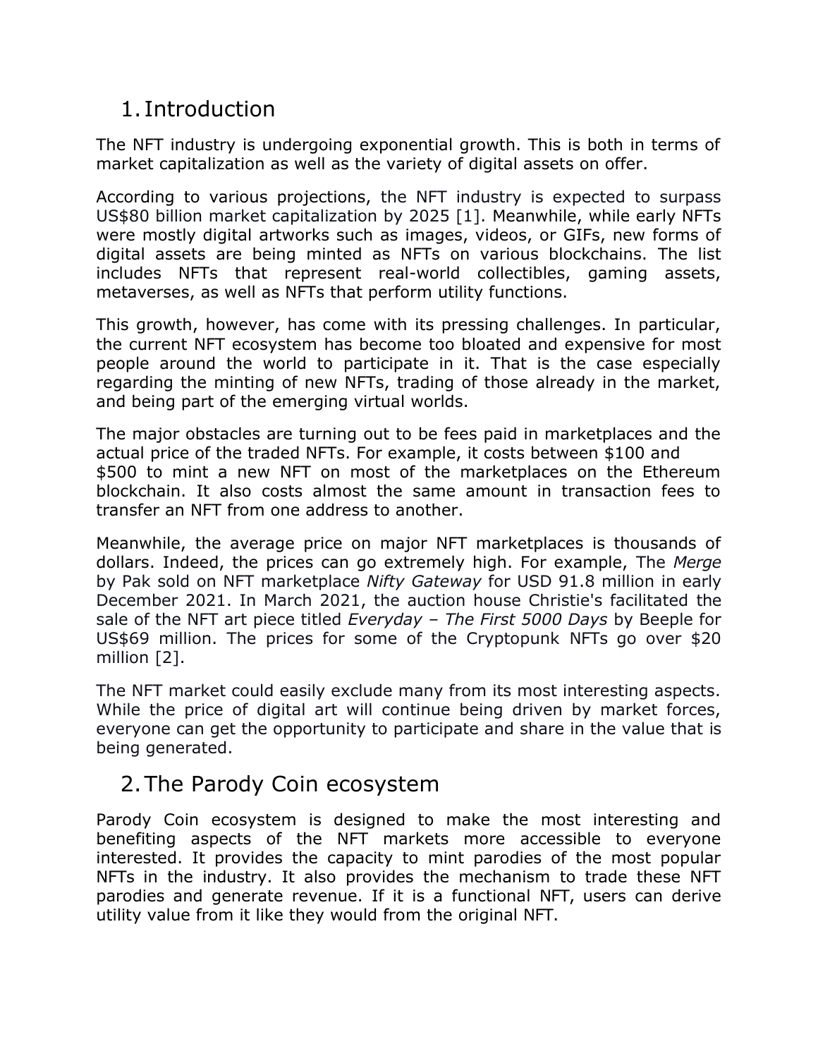## 1. Introduction

The NFT industry is undergoing exponential growth. This is both in terms of market capitalization as well as the variety of digital assets on offer.

According to various projections, the NFT industry is expected to surpass US$80 billion market capitalization by 2025 [1]. Meanwhile, while early NFTs were mostly digital artworks such as images, videos, or GIFs, new forms of digital assets are being minted as NFTs on various blockchains. The list includes NFTs that represent real-world collectibles, gaming assets, metaverses, as well as NFTs that perform utility functions.

This growth, however, has come with its pressing challenges. In particular, the current NFT ecosystem has become too bloated and expensive for most people around the world to participate in it. That is the case especially regarding the minting of new NFTs, trading of those already in the market, and being part of the emerging virtual worlds.

The major obstacles are turning out to be fees paid in marketplaces and the actual price of the traded NFTs. For example, it costs between $100 and $500 to mint a new NFT on most of the marketplaces on the Ethereum blockchain. It also costs almost the same amount in transaction fees to transfer an NFT from one address to another.

Meanwhile, the average price on major NFT marketplaces is thousands of dollars. Indeed, the prices can go extremely high. For example, The *Merge* by Pak sold on NFT marketplace *Nifty Gateway* for USD 91.8 million in early December 2021. In March 2021, the auction house Christie's facilitated the sale of the NFT art piece titled *Everyday – The First 5000 Days* by Beeple for US$69 million. The prices for some of the Cryptopunk NFTs go over $20 million [2].

The NFT market could easily exclude many from its most interesting aspects. While the price of digital art will continue being driven by market forces, everyone can get the opportunity to participate and share in the value that is being generated.

## 2. The Parody Coin ecosystem

Parody Coin ecosystem is designed to make the most interesting and benefiting aspects of the NFT markets more accessible to everyone interested. It provides the capacity to mint parodies of the most popular NFTs in the industry. It also provides the mechanism to trade these NFT parodies and generate revenue. If it is a functional NFT, users can derive utility value from it like they would from the original NFT.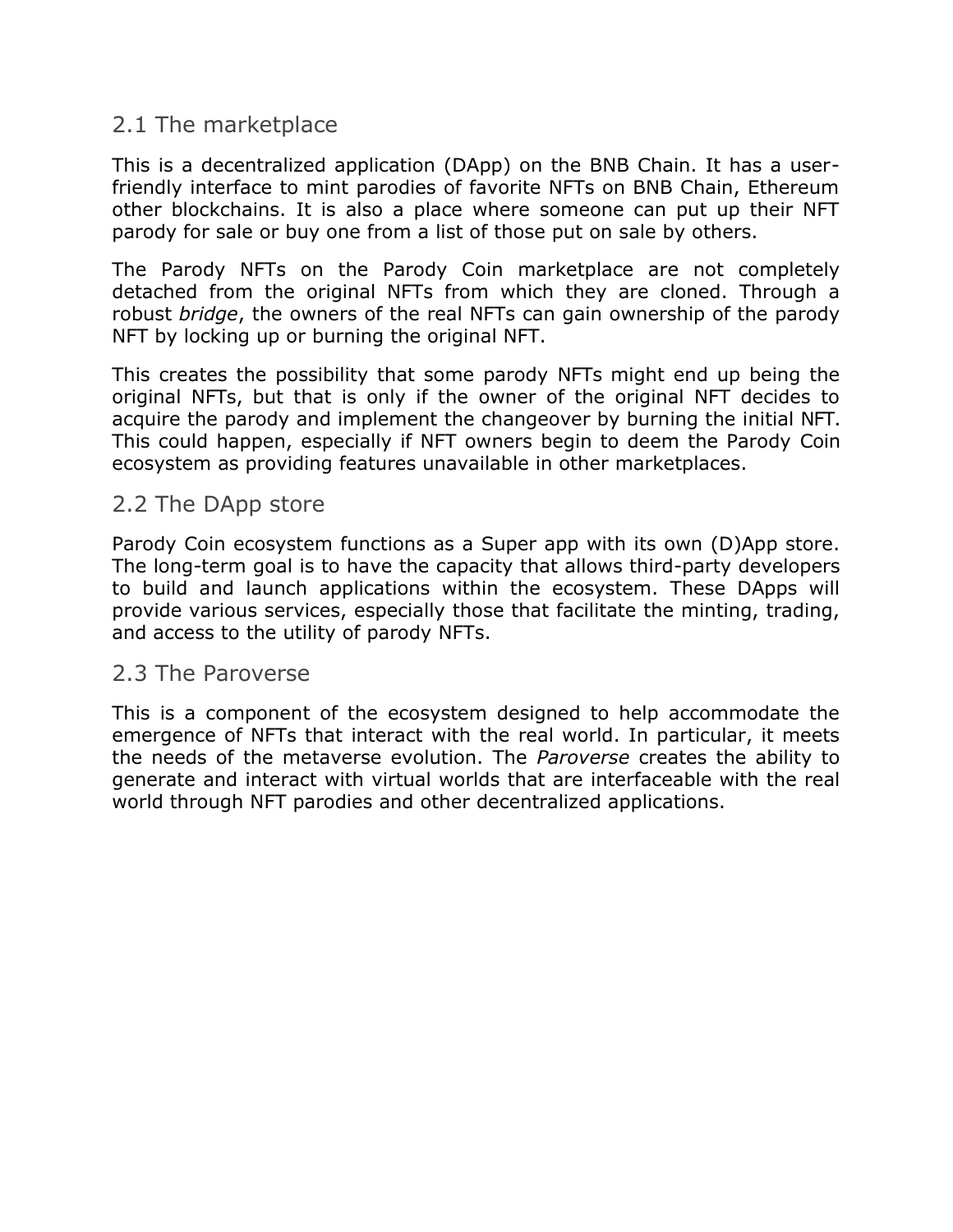## 2.1 The marketplace

This is a decentralized application (DApp) on the BNB Chain. It has a user-friendly interface to mint parodies of favorite NFTs on BNB Chain, Ethereum other blockchains. It is also a place where someone can put up their NFT parody for sale or buy one from a list of those put on sale by others.

The Parody NFTs on the Parody Coin marketplace are not completely detached from the original NFTs from which they are cloned. Through a robust *bridge*, the owners of the real NFTs can gain ownership of the parody NFT by locking up or burning the original NFT.

This creates the possibility that some parody NFTs might end up being the original NFTs, but that is only if the owner of the original NFT decides to acquire the parody and implement the changeover by burning the initial NFT. This could happen, especially if NFT owners begin to deem the Parody Coin ecosystem as providing features unavailable in other marketplaces.

## 2.2 The DApp store

Parody Coin ecosystem functions as a Super app with its own (D)App store. The long-term goal is to have the capacity that allows third-party developers to build and launch applications within the ecosystem. These DApps will provide various services, especially those that facilitate the minting, trading, and access to the utility of parody NFTs.

## 2.3 The Paroverse

This is a component of the ecosystem designed to help accommodate the emergence of NFTs that interact with the real world. In particular, it meets the needs of the metaverse evolution. The *Paroverse* creates the ability to generate and interact with virtual worlds that are interfaceable with the real world through NFT parodies and other decentralized applications.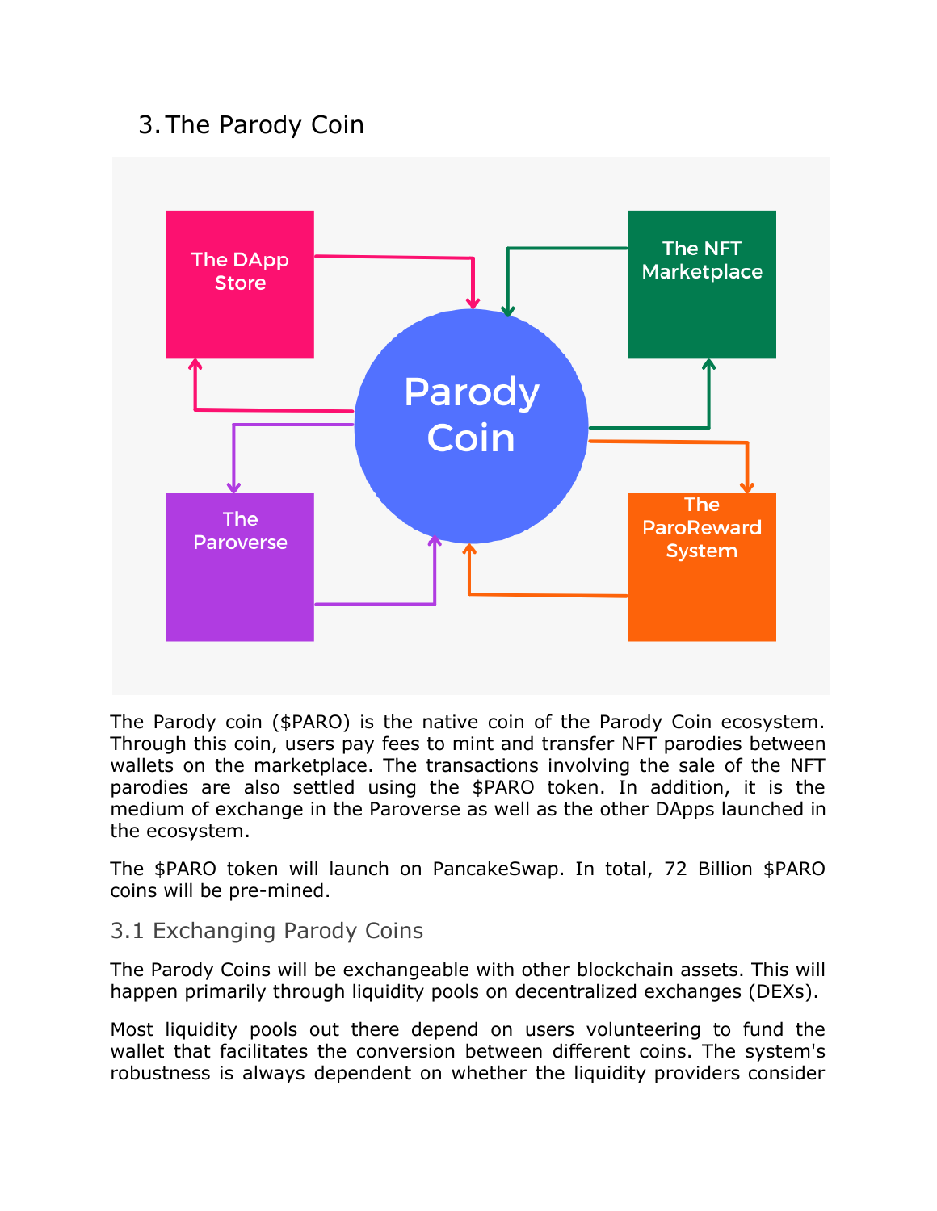## 3. The Parody Coin

The Parody coin ($PARO) is the native coin of the Parody Coin ecosystem. Through this coin, users pay fees to mint and transfer NFT parodies between wallets on the marketplace. The transactions involving the sale of the NFT parodies are also settled using the $PARO token. In addition, it is the medium of exchange in the Paroverse as well as the other DApps launched in the ecosystem.

The $PARO token will launch on PancakeSwap. In total, 72 Billion $PARO coins will be pre-mined.

### 3.1 Exchanging Parody Coins

The Parody Coins will be exchangeable with other blockchain assets. This will happen primarily through liquidity pools on decentralized exchanges (DEXs).

Most liquidity pools out there depend on users volunteering to fund the wallet that facilitates the conversion between different coins. The system's robustness is always dependent on whether the liquidity providers consider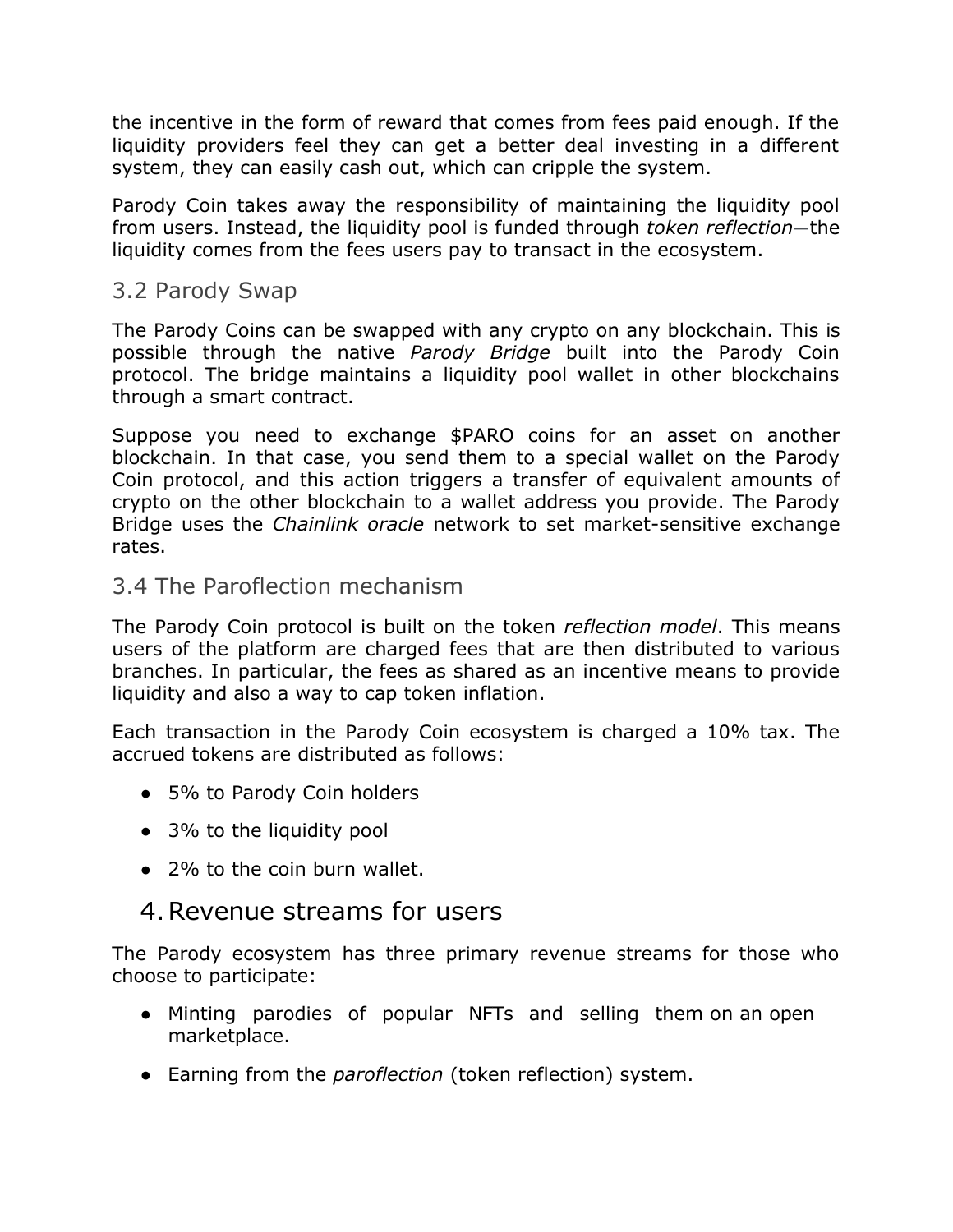the incentive in the form of reward that comes from fees paid enough. If the liquidity providers feel they can get a better deal investing in a different system, they can easily cash out, which can cripple the system.

Parody Coin takes away the responsibility of maintaining the liquidity pool from users. Instead, the liquidity pool is funded through *token reflection*—the liquidity comes from the fees users pay to transact in the ecosystem.

### 3.2 Parody Swap

The Parody Coins can be swapped with any crypto on any blockchain. This is possible through the native *Parody Bridge* built into the Parody Coin protocol. The bridge maintains a liquidity pool wallet in other blockchains through a smart contract.

Suppose you need to exchange $PARO coins for an asset on another blockchain. In that case, you send them to a special wallet on the Parody Coin protocol, and this action triggers a transfer of equivalent amounts of crypto on the other blockchain to a wallet address you provide. The Parody Bridge uses the *Chainlink oracle* network to set market-sensitive exchange rates.

### 3.4 The Paroflection mechanism

The Parody Coin protocol is built on the token *reflection model*. This means users of the platform are charged fees that are then distributed to various branches. In particular, the fees as shared as an incentive means to provide liquidity and also a way to cap token inflation.

Each transaction in the Parody Coin ecosystem is charged a 10% tax. The accrued tokens are distributed as follows:

- 5% to Parody Coin holders
- 3% to the liquidity pool
- 2% to the coin burn wallet.

## 4. Revenue streams for users

The Parody ecosystem has three primary revenue streams for those who choose to participate:

- Minting parodies of popular NFTs and selling them on an open marketplace.
- Earning from the *paroflection* (token reflection) system.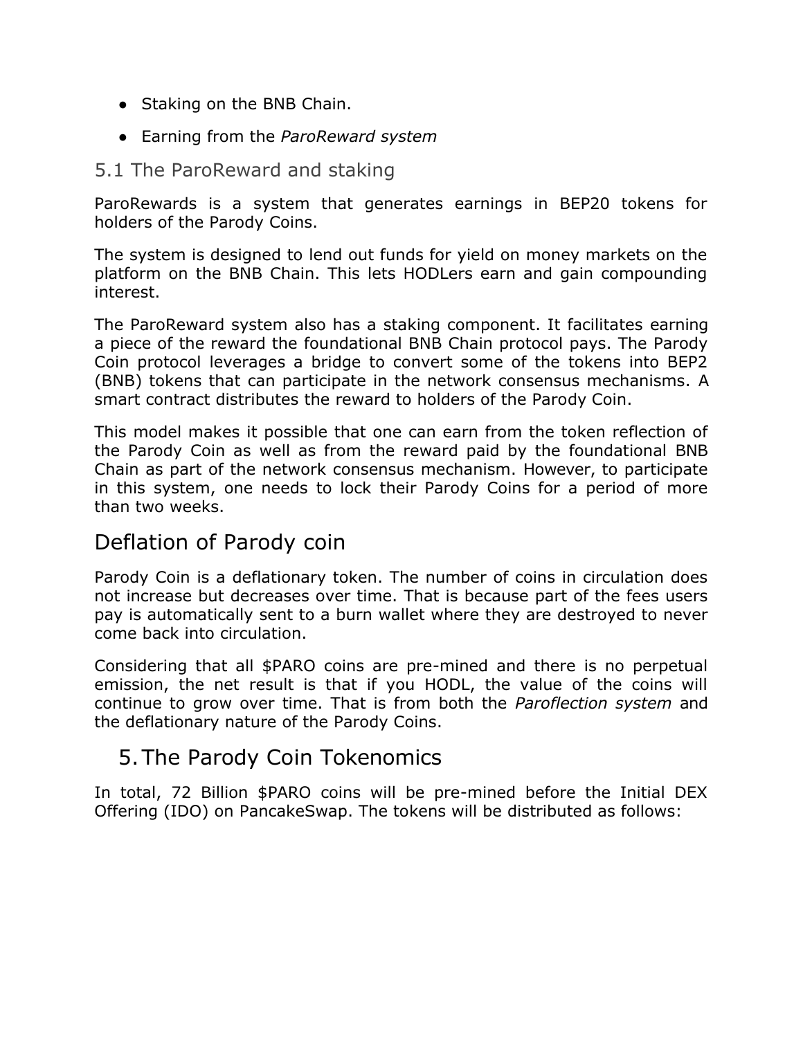- Staking on the BNB Chain.
- Earning from the *ParoReward system*

### 5.1 The ParoReward and staking

ParoRewards is a system that generates earnings in BEP20 tokens for holders of the Parody Coins.

The system is designed to lend out funds for yield on money markets on the platform on the BNB Chain. This lets HODLers earn and gain compounding interest.

The ParoReward system also has a staking component. It facilitates earning a piece of the reward the foundational BNB Chain protocol pays. The Parody Coin protocol leverages a bridge to convert some of the tokens into BEP2 (BNB) tokens that can participate in the network consensus mechanisms. A smart contract distributes the reward to holders of the Parody Coin.

This model makes it possible that one can earn from the token reflection of the Parody Coin as well as from the reward paid by the foundational BNB Chain as part of the network consensus mechanism. However, to participate in this system, one needs to lock their Parody Coins for a period of more than two weeks.

## Deflation of Parody coin

Parody Coin is a deflationary token. The number of coins in circulation does not increase but decreases over time. That is because part of the fees users pay is automatically sent to a burn wallet where they are destroyed to never come back into circulation.

Considering that all $PARO coins are pre-mined and there is no perpetual emission, the net result is that if you HODL, the value of the coins will continue to grow over time. That is from both the *Paroflection system* and the deflationary nature of the Parody Coins.

## 5. The Parody Coin Tokenomics

In total, 72 Billion $PARO coins will be pre-mined before the Initial DEX Offering (IDO) on PancakeSwap. The tokens will be distributed as follows: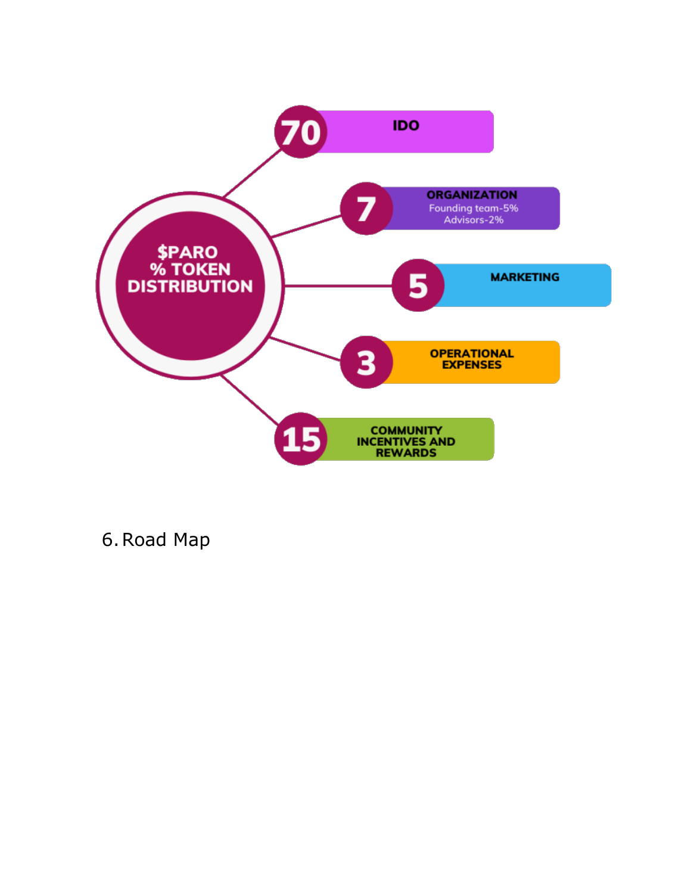**$PARO % TOKEN DISTRIBUTION**

- **70** — IDO
- **7** — ORGANIZATION
  - Founding team-5%
  - Advisors-2%
- **5** — MARKETING
- **3** — OPERATIONAL EXPENSES
- **15** — COMMUNITY INCENTIVES AND REWARDS

6. Road Map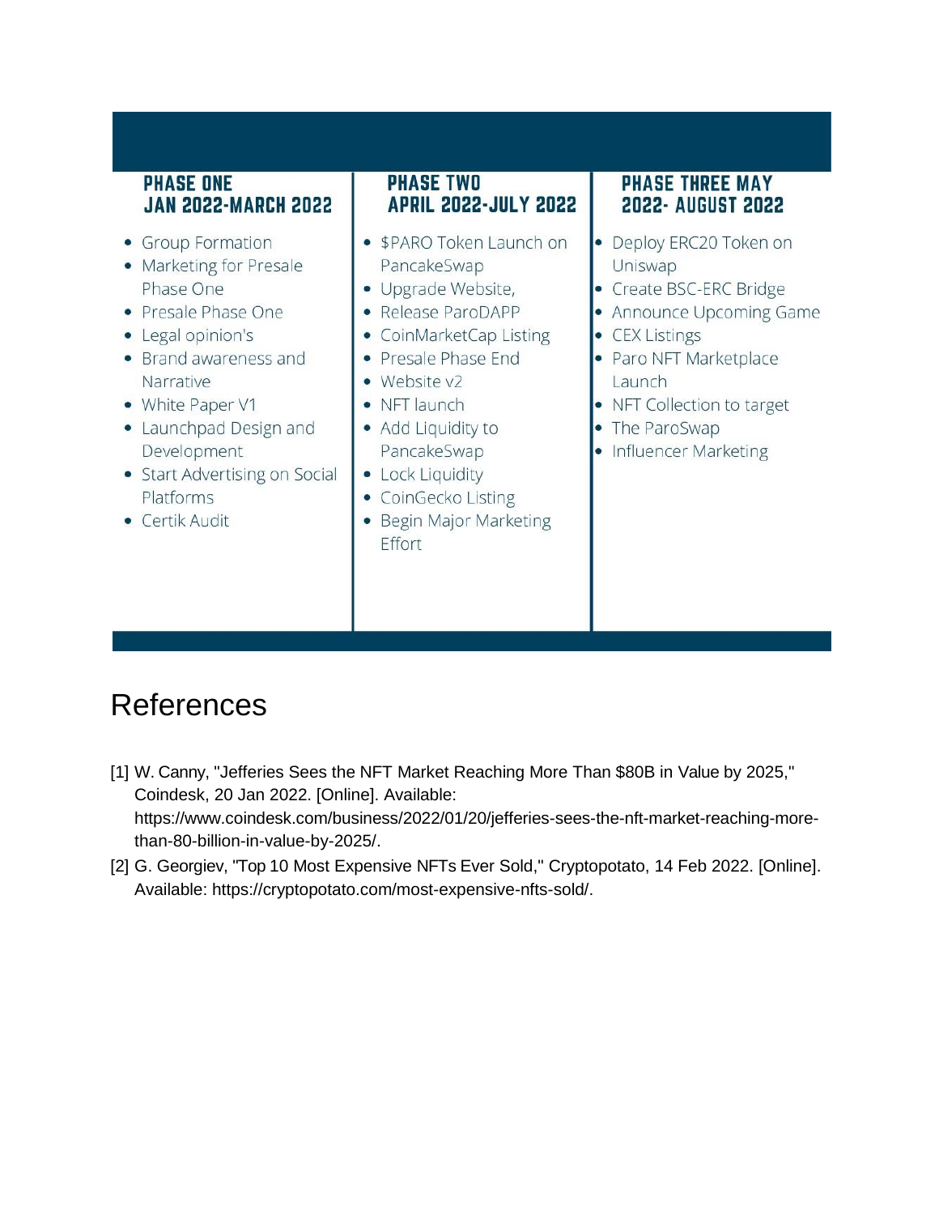**PHASE ONE**
**JAN 2022-MARCH 2022**

- Group Formation
- Marketing for Presale Phase One
- Presale Phase One
- Legal opinion's
- Brand awareness and Narrative
- White Paper V1
- Launchpad Design and Development
- Start Advertising on Social Platforms
- Certik Audit

**PHASE TWO**
**APRIL 2022-JULY 2022**

- $PARO Token Launch on PancakeSwap
- Upgrade Website,
- Release ParoDAPP
- CoinMarketCap Listing
- Presale Phase End
- Website v2
- NFT launch
- Add Liquidity to PancakeSwap
- Lock Liquidity
- CoinGecko Listing
- Begin Major Marketing Effort

**PHASE THREE MAY 2022- AUGUST 2022**

- Deploy ERC20 Token on Uniswap
- Create BSC-ERC Bridge
- Announce Upcoming Game
- CEX Listings
- Paro NFT Marketplace Launch
- NFT Collection to target
- The ParoSwap
- Influencer Marketing

# References

[1] W. Canny, "Jefferies Sees the NFT Market Reaching More Than $80B in Value by 2025," Coindesk, 20 Jan 2022. [Online]. Available: https://www.coindesk.com/business/2022/01/20/jefferies-sees-the-nft-market-reaching-more-than-80-billion-in-value-by-2025/.

[2] G. Georgiev, "Top 10 Most Expensive NFTs Ever Sold," Cryptopotato, 14 Feb 2022. [Online]. Available: https://cryptopotato.com/most-expensive-nfts-sold/.